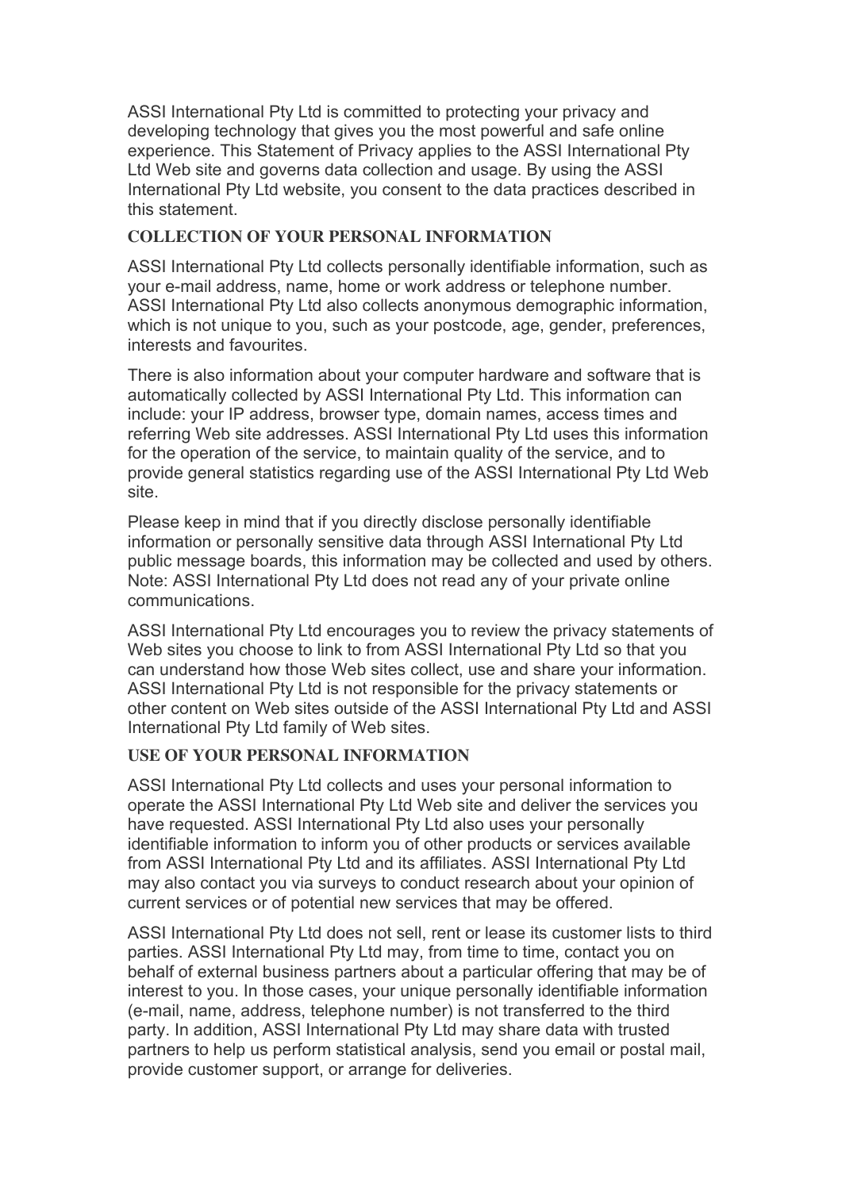ASSI International Pty Ltd is committed to protecting your privacy and developing technology that gives you the most powerful and safe online experience. This Statement of Privacy applies to the ASSI International Pty Ltd Web site and governs data collection and usage. By using the ASSI International Pty Ltd website, you consent to the data practices described in this statement.

## COLLECTION OF YOUR PERSONAL INFORMATION

ASSI International Pty Ltd collects personally identifiable information, such as your e-mail address, name, home or work address or telephone number. ASSI International Pty Ltd also collects anonymous demographic information, which is not unique to you, such as your postcode, age, gender, preferences, interests and favourites.

There is also information about your computer hardware and software that is automatically collected by ASSI International Pty Ltd. This information can include: your IP address, browser type, domain names, access times and referring Web site addresses. ASSI International Pty Ltd uses this information for the operation of the service, to maintain quality of the service, and to provide general statistics regarding use of the ASSI International Pty Ltd Web site.

Please keep in mind that if you directly disclose personally identifiable information or personally sensitive data through ASSI International Pty Ltd public message boards, this information may be collected and used by others. Note: ASSI International Pty Ltd does not read any of your private online communications.

ASSI International Pty Ltd encourages you to review the privacy statements of Web sites you choose to link to from ASSI International Pty Ltd so that you can understand how those Web sites collect, use and share your information. ASSI International Pty Ltd is not responsible for the privacy statements or other content on Web sites outside of the ASSI International Pty Ltd and ASSI International Pty Ltd family of Web sites.

## USE OF YOUR PERSONAL INFORMATION

ASSI International Pty Ltd collects and uses your personal information to operate the ASSI International Pty Ltd Web site and deliver the services you have requested. ASSI International Pty Ltd also uses your personally identifiable information to inform you of other products or services available from ASSI International Pty Ltd and its affiliates. ASSI International Pty Ltd may also contact you via surveys to conduct research about your opinion of current services or of potential new services that may be offered.

ASSI International Pty Ltd does not sell, rent or lease its customer lists to third parties. ASSI International Pty Ltd may, from time to time, contact you on behalf of external business partners about a particular offering that may be of interest to you. In those cases, your unique personally identifiable information (e-mail, name, address, telephone number) is not transferred to the third party. In addition, ASSI International Pty Ltd may share data with trusted partners to help us perform statistical analysis, send you email or postal mail, provide customer support, or arrange for deliveries.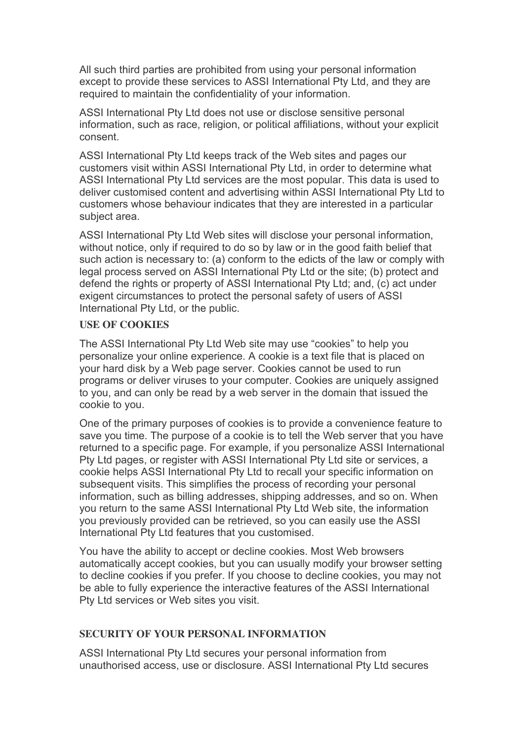All such third parties are prohibited from using your personal information except to provide these services to ASSI International Pty Ltd, and they are required to maintain the confidentiality of your information.

ASSI International Pty Ltd does not use or disclose sensitive personal information, such as race, religion, or political affiliations, without your explicit consent.

ASSI International Pty Ltd keeps track of the Web sites and pages our customers visit within ASSI International Pty Ltd, in order to determine what ASSI International Pty Ltd services are the most popular. This data is used to deliver customised content and advertising within ASSI International Pty Ltd to customers whose behaviour indicates that they are interested in a particular subject area.

ASSI International Pty Ltd Web sites will disclose your personal information, without notice, only if required to do so by law or in the good faith belief that such action is necessary to: (a) conform to the edicts of the law or comply with legal process served on ASSI International Pty Ltd or the site; (b) protect and defend the rights or property of ASSI International Pty Ltd; and, (c) act under exigent circumstances to protect the personal safety of users of ASSI International Pty Ltd, or the public.

## USE OF COOKIES

The ASSI International Pty Ltd Web site may use "cookies" to help you personalize your online experience. A cookie is a text file that is placed on your hard disk by a Web page server. Cookies cannot be used to run programs or deliver viruses to your computer. Cookies are uniquely assigned to you, and can only be read by a web server in the domain that issued the cookie to you.

One of the primary purposes of cookies is to provide a convenience feature to save you time. The purpose of a cookie is to tell the Web server that you have returned to a specific page. For example, if you personalize ASSI International Pty Ltd pages, or register with ASSI International Pty Ltd site or services, a cookie helps ASSI International Pty Ltd to recall your specific information on subsequent visits. This simplifies the process of recording your personal information, such as billing addresses, shipping addresses, and so on. When you return to the same ASSI International Pty Ltd Web site, the information you previously provided can be retrieved, so you can easily use the ASSI International Pty Ltd features that you customised.

You have the ability to accept or decline cookies. Most Web browsers automatically accept cookies, but you can usually modify your browser setting to decline cookies if you prefer. If you choose to decline cookies, you may not be able to fully experience the interactive features of the ASSI International Pty Ltd services or Web sites you visit.

## SECURITY OF YOUR PERSONAL INFORMATION

ASSI International Pty Ltd secures your personal information from unauthorised access, use or disclosure. ASSI International Pty Ltd secures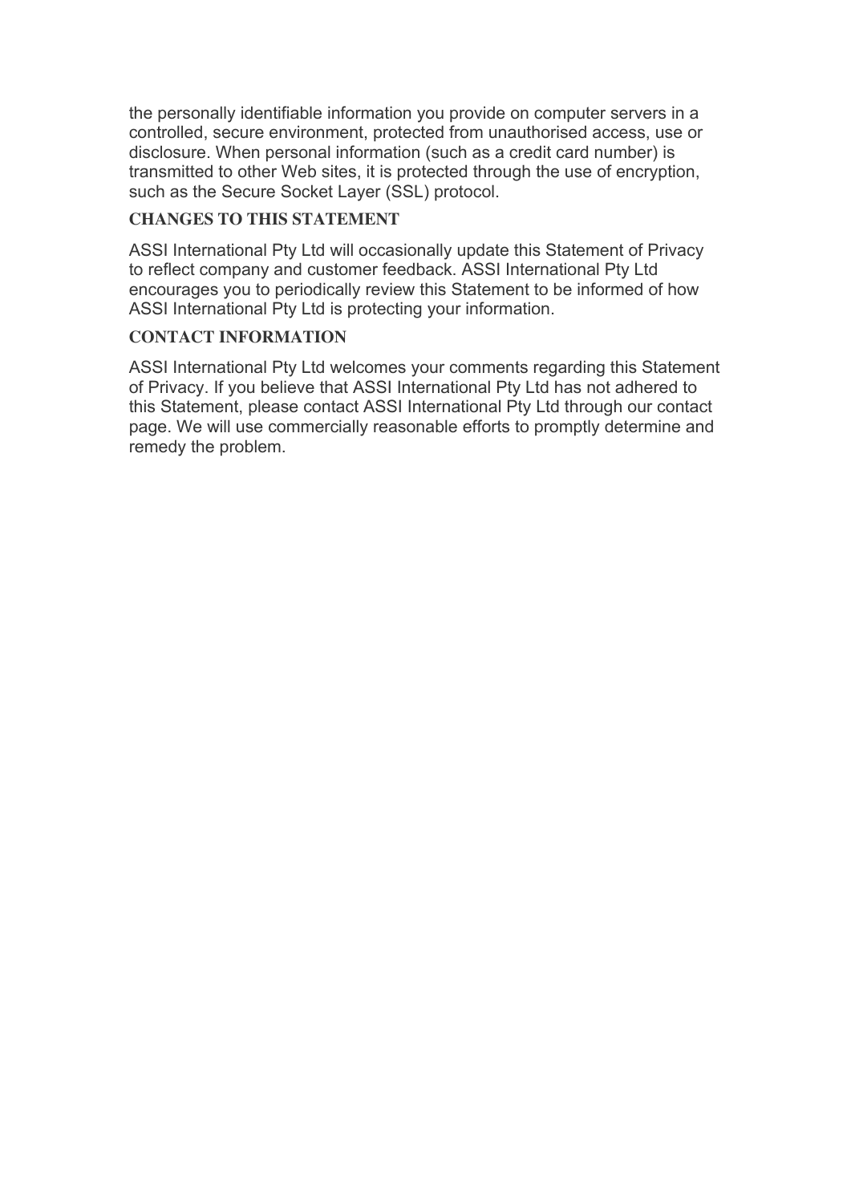the personally identifiable information you provide on computer servers in a controlled, secure environment, protected from unauthorised access, use or disclosure. When personal information (such as a credit card number) is transmitted to other Web sites, it is protected through the use of encryption, such as the Secure Socket Layer (SSL) protocol.

## CHANGES TO THIS STATEMENT

ASSI International Pty Ltd will occasionally update this Statement of Privacy to reflect company and customer feedback. ASSI International Pty Ltd encourages you to periodically review this Statement to be informed of how ASSI International Pty Ltd is protecting your information.

## CONTACT INFORMATION

ASSI International Pty Ltd welcomes your comments regarding this Statement of Privacy. If you believe that ASSI International Pty Ltd has not adhered to this Statement, please contact ASSI International Pty Ltd through our contact page. We will use commercially reasonable efforts to promptly determine and remedy the problem.